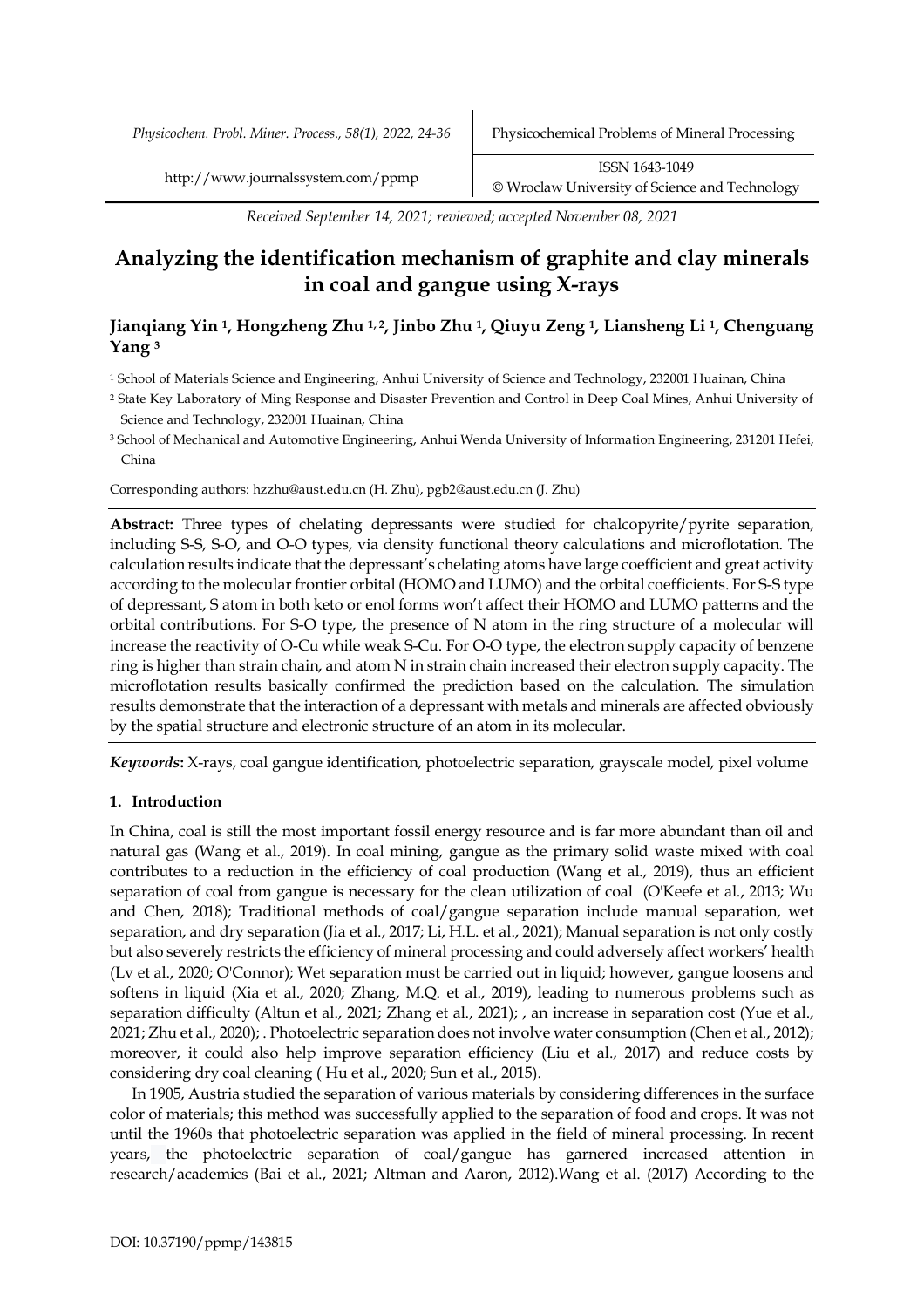Received September 14, 2021; reviewed; accepted November 08, 2021

# Analyzing the identification mechanism of graphite and clay minerals in coal and gangue using X-rays

**Jianqiang Yin [1], Hongzheng Zhu [1,2], Jinbo Zhu [1], Qiuyu Zeng [1], Liansheng Li [1], Chenguang Yang [3]**

[1] School of Materials Science and Engineering, Anhui University of Science and Technology, 232001 Huainan, China

[2] State Key Laboratory of Ming Response and Disaster Prevention and Control in Deep Coal Mines, Anhui University of Science and Technology, 232001 Huainan, China

[3] School of Mechanical and Automotive Engineering, Anhui Wenda University of Information Engineering, 231201 Hefei, China

Corresponding authors: hzzhu@aust.edu.cn (H. Zhu), pgb2@aust.edu.cn (J. Zhu)

**Abstract:** Three types of chelating depressants were studied for chalcopyrite/pyrite separation, including S-S, S-O, and O-O types, via density functional theory calculations and microflotation. The calculation results indicate that the depressant's chelating atoms have large coefficient and great activity according to the molecular frontier orbital (HOMO and LUMO) and the orbital coefficients. For S-S type of depressant, S atom in both keto or enol forms won't affect their HOMO and LUMO patterns and the orbital contributions. For S-O type, the presence of N atom in the ring structure of a molecular will increase the reactivity of O-Cu while weak S-Cu. For O-O type, the electron supply capacity of benzene ring is higher than strain chain, and atom N in strain chain increased their electron supply capacity. The microflotation results basically confirmed the prediction based on the calculation. The simulation results demonstrate that the interaction of a depressant with metals and minerals are affected obviously by the spatial structure and electronic structure of an atom in its molecular.

***Keywords*:** X-rays, coal gangue identification, photoelectric separation, grayscale model, pixel volume

## 1. Introduction

In China, coal is still the most important fossil energy resource and is far more abundant than oil and natural gas (Wang et al., 2019). In coal mining, gangue as the primary solid waste mixed with coal contributes to a reduction in the efficiency of coal production (Wang et al., 2019), thus an efficient separation of coal from gangue is necessary for the clean utilization of coal (O'Keefe et al., 2013; Wu and Chen, 2018); Traditional methods of coal/gangue separation include manual separation, wet separation, and dry separation (Jia et al., 2017; Li, H.L. et al., 2021); Manual separation is not only costly but also severely restricts the efficiency of mineral processing and could adversely affect workers' health (Lv et al., 2020; O'Connor); Wet separation must be carried out in liquid; however, gangue loosens and softens in liquid (Xia et al., 2020; Zhang, M.Q. et al., 2019), leading to numerous problems such as separation difficulty (Altun et al., 2021; Zhang et al., 2021); , an increase in separation cost (Yue et al., 2021; Zhu et al., 2020); . Photoelectric separation does not involve water consumption (Chen et al., 2012); moreover, it could also help improve separation efficiency (Liu et al., 2017) and reduce costs by considering dry coal cleaning ( Hu et al., 2020; Sun et al., 2015).

In 1905, Austria studied the separation of various materials by considering differences in the surface color of materials; this method was successfully applied to the separation of food and crops. It was not until the 1960s that photoelectric separation was applied in the field of mineral processing. In recent years, the photoelectric separation of coal/gangue has garnered increased attention in research/academics (Bai et al., 2021; Altman and Aaron, 2012).Wang et al. (2017) According to the

DOI: 10.37190/ppmp/143815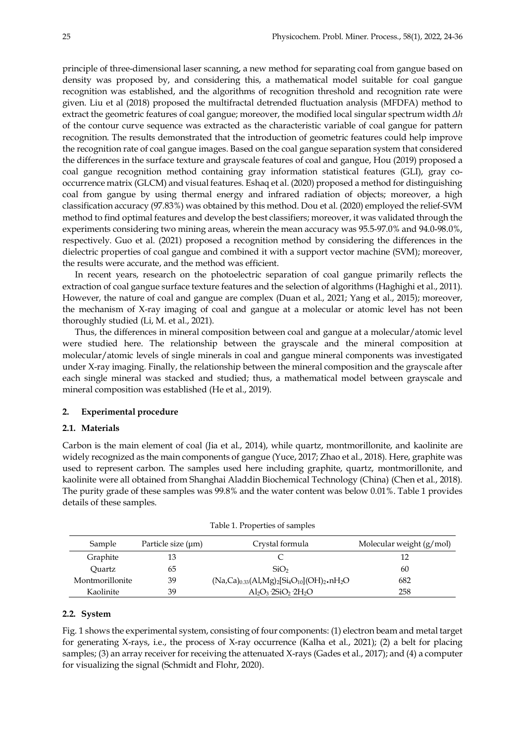principle of three-dimensional laser scanning, a new method for separating coal from gangue based on density was proposed by, and considering this, a mathematical model suitable for coal gangue recognition was established, and the algorithms of recognition threshold and recognition rate were given. Liu et al (2018) proposed the multifractal detrended fluctuation analysis (MFDFA) method to extract the geometric features of coal gangue; moreover, the modified local singular spectrum width $\Delta h$ of the contour curve sequence was extracted as the characteristic variable of coal gangue for pattern recognition. The results demonstrated that the introduction of geometric features could help improve the recognition rate of coal gangue images. Based on the coal gangue separation system that considered the differences in the surface texture and grayscale features of coal and gangue, Hou (2019) proposed a coal gangue recognition method containing gray information statistical features (GLI), gray co-occurrence matrix (GLCM) and visual features. Eshaq et al. (2020) proposed a method for distinguishing coal from gangue by using thermal energy and infrared radiation of objects; moreover, a high classification accuracy (97.83%) was obtained by this method. Dou et al. (2020) employed the relief-SVM method to find optimal features and develop the best classifiers; moreover, it was validated through the experiments considering two mining areas, wherein the mean accuracy was 95.5-97.0% and 94.0-98.0%, respectively. Guo et al. (2021) proposed a recognition method by considering the differences in the dielectric properties of coal gangue and combined it with a support vector machine (SVM); moreover, the results were accurate, and the method was efficient.

In recent years, research on the photoelectric separation of coal gangue primarily reflects the extraction of coal gangue surface texture features and the selection of algorithms (Haghighi et al., 2011). However, the nature of coal and gangue are complex (Duan et al., 2021; Yang et al., 2015); moreover, the mechanism of X-ray imaging of coal and gangue at a molecular or atomic level has not been thoroughly studied (Li, M. et al., 2021).

Thus, the differences in mineral composition between coal and gangue at a molecular/atomic level were studied here. The relationship between the grayscale and the mineral composition at molecular/atomic levels of single minerals in coal and gangue mineral components was investigated under X-ray imaging. Finally, the relationship between the mineral composition and the grayscale after each single mineral was stacked and studied; thus, a mathematical model between grayscale and mineral composition was established (He et al., 2019).

## 2. Experimental procedure

### 2.1. Materials

Carbon is the main element of coal (Jia et al., 2014), while quartz, montmorillonite, and kaolinite are widely recognized as the main components of gangue (Yuce, 2017; Zhao et al., 2018). Here, graphite was used to represent carbon. The samples used here including graphite, quartz, montmorillonite, and kaolinite were all obtained from Shanghai Aladdin Biochemical Technology (China) (Chen et al., 2018). The purity grade of these samples was 99.8% and the water content was below 0.01%. Table 1 provides details of these samples.

Table 1. Properties of samples

| Sample | Particle size (μm) | Crystal formula | Molecular weight (g/mol) |
|---|---|---|---|
| Graphite | 13 | $C$ | 12 |
| Quartz | 65 | $SiO_2$ | 60 |
| Montmorillonite | 39 | $(Na,Ca)_{0.33}(Al,Mg)_2[Si_4O_{10}](OH)_2 \cdot nH_2O$ | 682 |
| Kaolinite | 39 | $Al_2O_3 \cdot 2SiO_2 \cdot 2H_2O$ | 258 |

### 2.2. System

Fig. 1 shows the experimental system, consisting of four components: (1) electron beam and metal target for generating X-rays, i.e., the process of X-ray occurrence (Kalha et al., 2021); (2) a belt for placing samples; (3) an array receiver for receiving the attenuated X-rays (Gades et al., 2017); and (4) a computer for visualizing the signal (Schmidt and Flohr, 2020).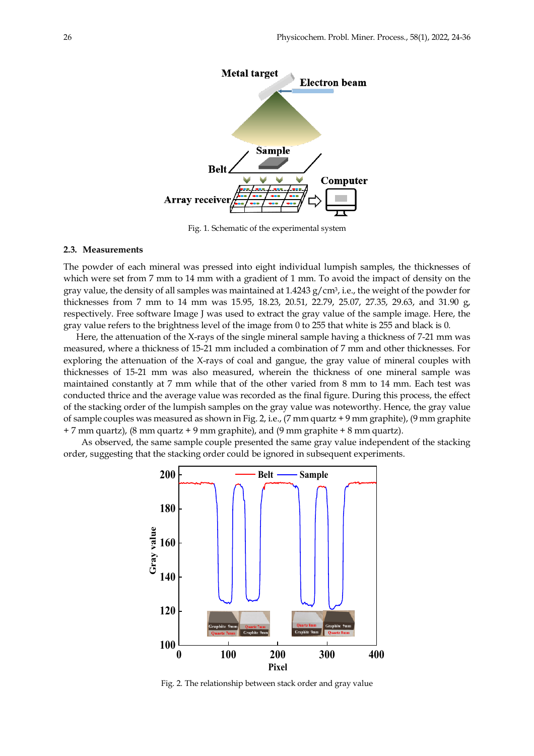Fig. 1. Schematic of the experimental system

### 2.3. Measurements

The powder of each mineral was pressed into eight individual lumpish samples, the thicknesses of which were set from 7 mm to 14 mm with a gradient of 1 mm. To avoid the impact of density on the gray value, the density of all samples was maintained at 1.4243 g/cm$^3$, i.e., the weight of the powder for thicknesses from 7 mm to 14 mm was 15.95, 18.23, 20.51, 22.79, 25.07, 27.35, 29.63, and 31.90 g, respectively. Free software Image J was used to extract the gray value of the sample image. Here, the gray value refers to the brightness level of the image from 0 to 255 that white is 255 and black is 0.

Here, the attenuation of the X-rays of the single mineral sample having a thickness of 7-21 mm was measured, where a thickness of 15-21 mm included a combination of 7 mm and other thicknesses. For exploring the attenuation of the X-rays of coal and gangue, the gray value of mineral couples with thicknesses of 15-21 mm was also measured, wherein the thickness of one mineral sample was maintained constantly at 7 mm while that of the other varied from 8 mm to 14 mm. Each test was conducted thrice and the average value was recorded as the final figure. During this process, the effect of the stacking order of the lumpish samples on the gray value was noteworthy. Hence, the gray value of sample couples was measured as shown in Fig. 2, i.e., (7 mm quartz + 9 mm graphite), (9 mm graphite + 7 mm quartz), (8 mm quartz + 9 mm graphite), and (9 mm graphite + 8 mm quartz).

As observed, the same sample couple presented the same gray value independent of the stacking order, suggesting that the stacking order could be ignored in subsequent experiments.

Fig. 2. The relationship between stack order and gray value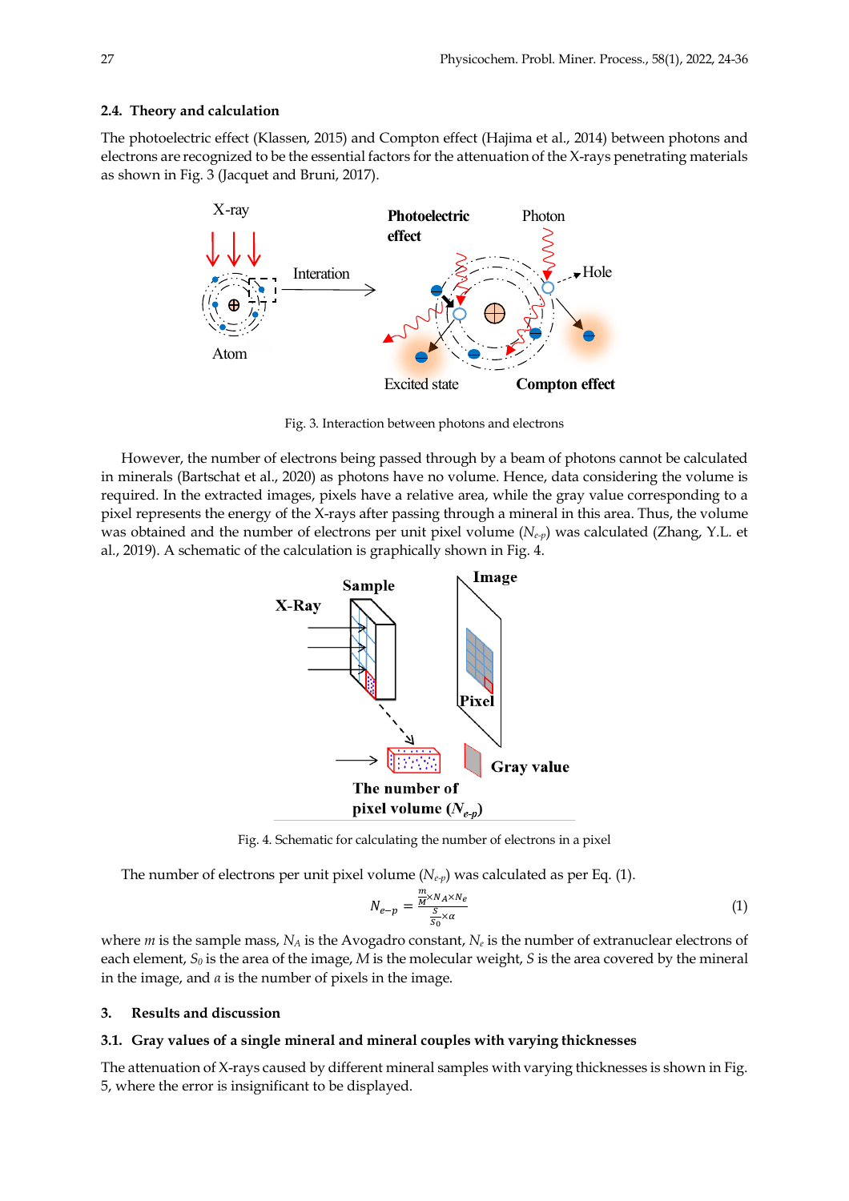### 2.4. Theory and calculation

The photoelectric effect (Klassen, 2015) and Compton effect (Hajima et al., 2014) between photons and electrons are recognized to be the essential factors for the attenuation of the X-rays penetrating materials as shown in Fig. 3 (Jacquet and Bruni, 2017).

Fig. 3. Interaction between photons and electrons

However, the number of electrons being passed through by a beam of photons cannot be calculated in minerals (Bartschat et al., 2020) as photons have no volume. Hence, data considering the volume is required. In the extracted images, pixels have a relative area, while the gray value corresponding to a pixel represents the energy of the X-rays after passing through a mineral in this area. Thus, the volume was obtained and the number of electrons per unit pixel volume ($N_{e\text{-}p}$) was calculated (Zhang, Y.L. et al., 2019). A schematic of the calculation is graphically shown in Fig. 4.

Fig. 4. Schematic for calculating the number of electrons in a pixel

The number of electrons per unit pixel volume ($N_{e\text{-}p}$) was calculated as per Eq. (1).

$$N_{e-p} = \frac{\frac{m}{M} \times N_A \times N_e}{\frac{S}{S_0} \times \alpha} \tag{1}$$

where $m$ is the sample mass, $N_A$ is the Avogadro constant, $N_e$ is the number of extranuclear electrons of each element, $S_0$ is the area of the image, $M$ is the molecular weight, $S$ is the area covered by the mineral in the image, and $\alpha$ is the number of pixels in the image.

## 3. Results and discussion

### 3.1. Gray values of a single mineral and mineral couples with varying thicknesses

The attenuation of X-rays caused by different mineral samples with varying thicknesses is shown in Fig. 5, where the error is insignificant to be displayed.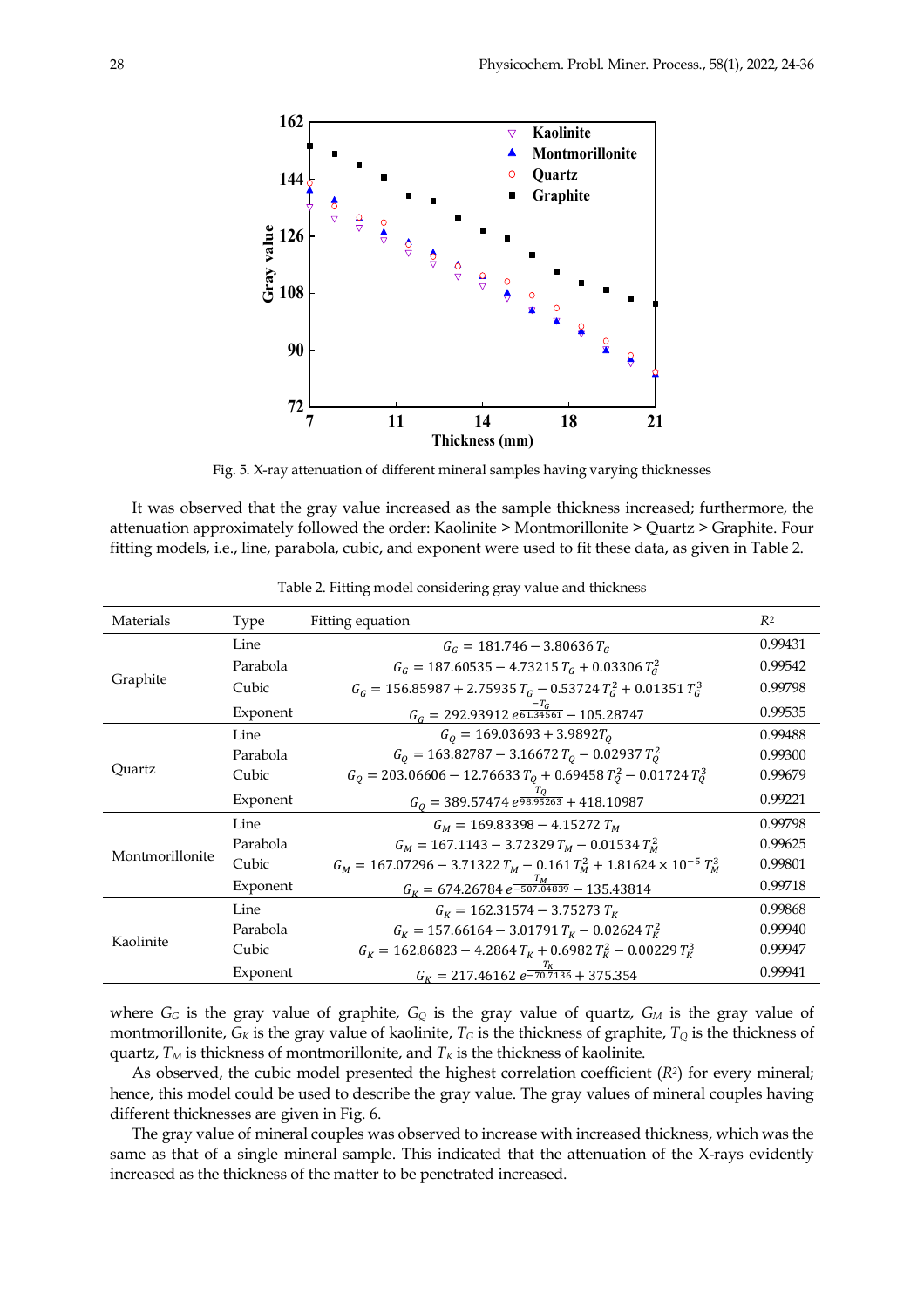Fig. 5. X-ray attenuation of different mineral samples having varying thicknesses

It was observed that the gray value increased as the sample thickness increased; furthermore, the attenuation approximately followed the order: Kaolinite > Montmorillonite > Quartz > Graphite. Four fitting models, i.e., line, parabola, cubic, and exponent were used to fit these data, as given in Table 2.

Table 2. Fitting model considering gray value and thickness

| Materials | Type | Fitting equation | $R^2$ |
|---|---|---|---|
| Graphite | Line | $G_G = 181.746 - 3.80636\, T_G$ | 0.99431 |
| | Parabola | $G_G = 187.60535 - 4.73215\, T_G + 0.03306\, T_G^2$ | 0.99542 |
| | Cubic | $G_G = 156.85987 + 2.75935\, T_G - 0.53724\, T_G^2 + 0.01351\, T_G^3$ | 0.99798 |
| | Exponent | $G_G = 292.93912\, e^{\frac{-T_G}{61.34561}} - 105.28747$ | 0.99535 |
| Quartz | Line | $G_Q = 169.03693 + 3.9892 T_Q$ | 0.99488 |
| | Parabola | $G_Q = 163.82787 - 3.16672\, T_Q - 0.02937\, T_Q^2$ | 0.99300 |
| | Cubic | $G_Q = 203.06606 - 12.76633\, T_Q + 0.69458\, T_Q^2 - 0.01724\, T_Q^3$ | 0.99679 |
| | Exponent | $G_Q = 389.57474\, e^{\frac{T_Q}{98.95263}} + 418.10987$ | 0.99221 |
| Montmorillonite | Line | $G_M = 169.83398 - 4.15272\, T_M$ | 0.99798 |
| | Parabola | $G_M = 167.1143 - 3.72329\, T_M - 0.01534\, T_M^2$ | 0.99625 |
| | Cubic | $G_M = 167.07296 - 3.71322\, T_M - 0.161\, T_M^2 + 1.81624 \times 10^{-5}\, T_M^3$ | 0.99801 |
| | Exponent | $G_K = 674.26784\, e^{\frac{T_M}{-507.04839}} - 135.43814$ | 0.99718 |
| Kaolinite | Line | $G_K = 162.31574 - 3.75273\, T_K$ | 0.99868 |
| | Parabola | $G_K = 157.66164 - 3.01791\, T_K - 0.02624\, T_K^2$ | 0.99940 |
| | Cubic | $G_K = 162.86823 - 4.2864\, T_K + 0.6982\, T_K^2 - 0.00229\, T_K^3$ | 0.99947 |
| | Exponent | $G_K = 217.46162\, e^{\frac{T_K}{-70.7136}} + 375.354$ | 0.99941 |

where $G_G$ is the gray value of graphite, $G_Q$ is the gray value of quartz, $G_M$ is the gray value of montmorillonite, $G_K$ is the gray value of kaolinite, $T_G$ is the thickness of graphite, $T_Q$ is the thickness of quartz, $T_M$ is thickness of montmorillonite, and $T_K$ is the thickness of kaolinite.

As observed, the cubic model presented the highest correlation coefficient ($R^2$) for every mineral; hence, this model could be used to describe the gray value. The gray values of mineral couples having different thicknesses are given in Fig. 6.

The gray value of mineral couples was observed to increase with increased thickness, which was the same as that of a single mineral sample. This indicated that the attenuation of the X-rays evidently increased as the thickness of the matter to be penetrated increased.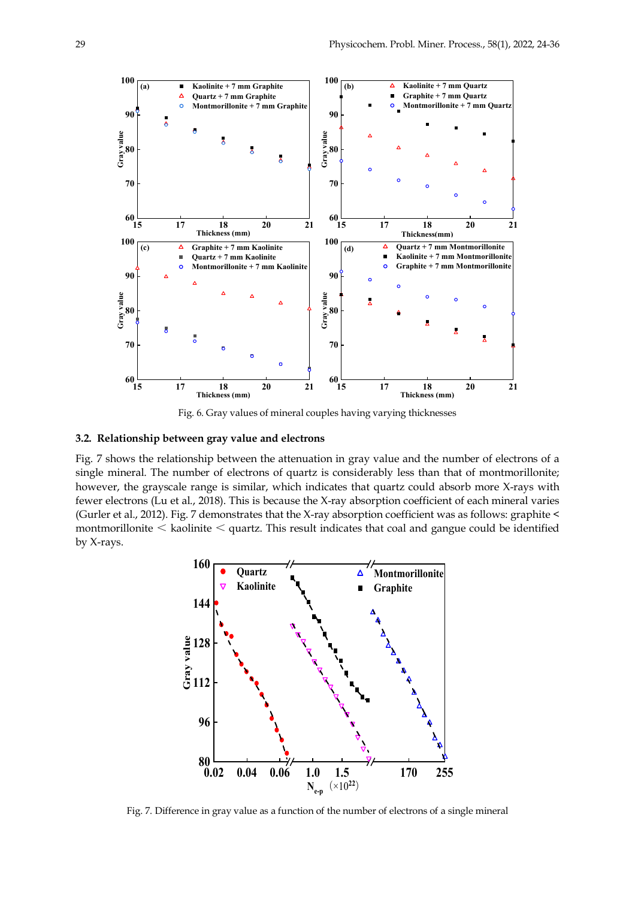Fig. 6. Gray values of mineral couples having varying thicknesses

### 3.2. Relationship between gray value and electrons

Fig. 7 shows the relationship between the attenuation in gray value and the number of electrons of a single mineral. The number of electrons of quartz is considerably less than that of montmorillonite; however, the grayscale range is similar, which indicates that quartz could absorb more X-rays with fewer electrons (Lu et al., 2018). This is because the X-ray absorption coefficient of each mineral varies (Gurler et al., 2012). Fig. 7 demonstrates that the X-ray absorption coefficient was as follows: graphite < montmorillonite < kaolinite < quartz. This result indicates that coal and gangue could be identified by X-rays.

Fig. 7. Difference in gray value as a function of the number of electrons of a single mineral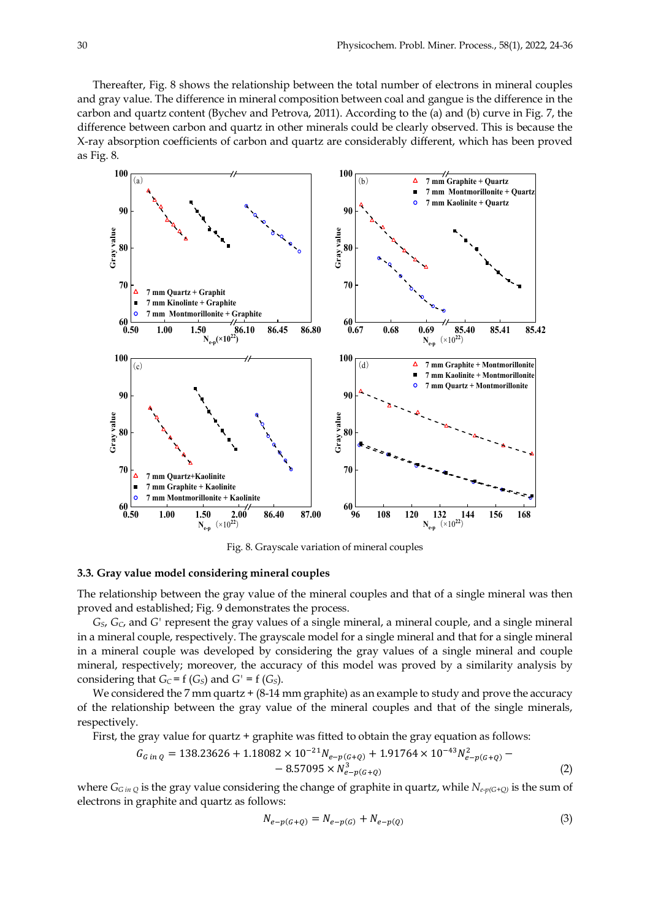Thereafter, Fig. 8 shows the relationship between the total number of electrons in mineral couples and gray value. The difference in mineral composition between coal and gangue is the difference in the carbon and quartz content (Bychev and Petrova, 2011). According to the (a) and (b) curve in Fig. 7, the difference between carbon and quartz in other minerals could be clearly observed. This is because the X-ray absorption coefficients of carbon and quartz are considerably different, which has been proved as Fig. 8.

Fig. 8. Grayscale variation of mineral couples

### 3.3. Gray value model considering mineral couples

The relationship between the gray value of the mineral couples and that of a single mineral was then proved and established; Fig. 9 demonstrates the process.

$G_S$, $G_C$, and $G'$ represent the gray values of a single mineral, a mineral couple, and a single mineral in a mineral couple, respectively. The grayscale model for a single mineral and that for a single mineral in a mineral couple was developed by considering the gray values of a single mineral and couple mineral, respectively; moreover, the accuracy of this model was proved by a similarity analysis by considering that $G_C = f(G_S)$ and $G' = f(G_S)$.

We considered the 7 mm quartz + (8-14 mm graphite) as an example to study and prove the accuracy of the relationship between the gray value of the mineral couples and that of the single minerals, respectively.

First, the gray value for quartz + graphite was fitted to obtain the gray equation as follows:

$$G_{G\ in\ Q} = 138.23626 + 1.18082 \times 10^{-21} N_{e-p(G+Q)} + 1.91764 \times 10^{-43} N_{e-p(G+Q)}^2 - \\ - 8.57095 \times N_{e-p(G+Q)}^3 \tag{2}$$

where $G_{G\ in\ Q}$ is the gray value considering the change of graphite in quartz, while $N_{e-p(G+Q)}$ is the sum of electrons in graphite and quartz as follows:

$$N_{e-p(G+Q)} = N_{e-p(G)} + N_{e-p(Q)} \tag{3}$$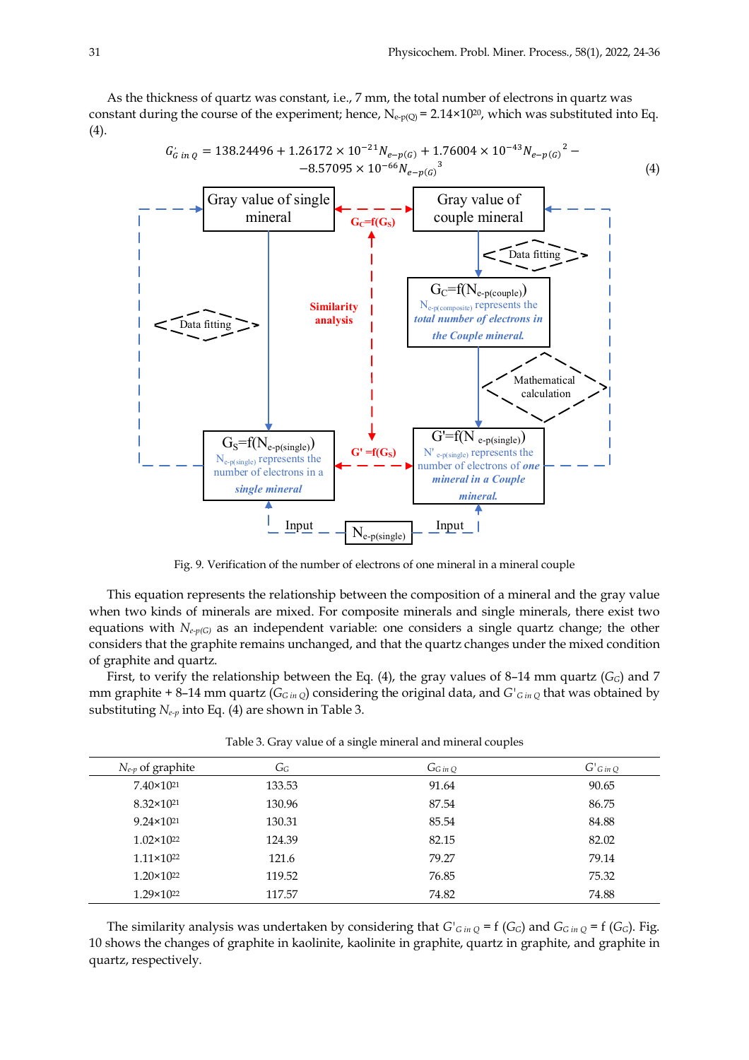As the thickness of quartz was constant, i.e., 7 mm, the total number of electrons in quartz was constant during the course of the experiment; hence, $N_{e\text{-}p(Q)} = 2.14\times10^{20}$, which was substituted into Eq. (4).

$$G'_{G\ in\ Q} = 138.24496 + 1.26172\times10^{-21}N_{e-p(G)} + 1.76004\times10^{-43}N_{e-p(G)}{}^{2} - 8.57095\times10^{-66}N_{e-p(G)}{}^{3} \tag{4}$$

Fig. 9. Verification of the number of electrons of one mineral in a mineral couple

This equation represents the relationship between the composition of a mineral and the gray value when two kinds of minerals are mixed. For composite minerals and single minerals, there exist two equations with $N_{e\text{-}p(G)}$ as an independent variable: one considers a single quartz change; the other considers that the graphite remains unchanged, and that the quartz changes under the mixed condition of graphite and quartz.

First, to verify the relationship between the Eq. (4), the gray values of 8–14 mm quartz ($G_G$) and 7 mm graphite + 8–14 mm quartz ($G_{G\ in\ Q}$) considering the original data, and $G'_{G\ in\ Q}$ that was obtained by substituting $N_{e\text{-}p}$ into Eq. (4) are shown in Table 3.

Table 3. Gray value of a single mineral and mineral couples

| $N_{e\text{-}p}$ of graphite | $G_G$ | $G_{G\ in\ Q}$ | $G'_{G\ in\ Q}$ |
|---|---|---|---|
| $7.40\times10^{21}$ | 133.53 | 91.64 | 90.65 |
| $8.32\times10^{21}$ | 130.96 | 87.54 | 86.75 |
| $9.24\times10^{21}$ | 130.31 | 85.54 | 84.88 |
| $1.02\times10^{22}$ | 124.39 | 82.15 | 82.02 |
| $1.11\times10^{22}$ | 121.6 | 79.27 | 79.14 |
| $1.20\times10^{22}$ | 119.52 | 76.85 | 75.32 |
| $1.29\times10^{22}$ | 117.57 | 74.82 | 74.88 |

The similarity analysis was undertaken by considering that $G'_{G\ in\ Q} = f(G_G)$ and $G_{G\ in\ Q} = f(G_G)$. Fig. 10 shows the changes of graphite in kaolinite, kaolinite in graphite, quartz in graphite, and graphite in quartz, respectively.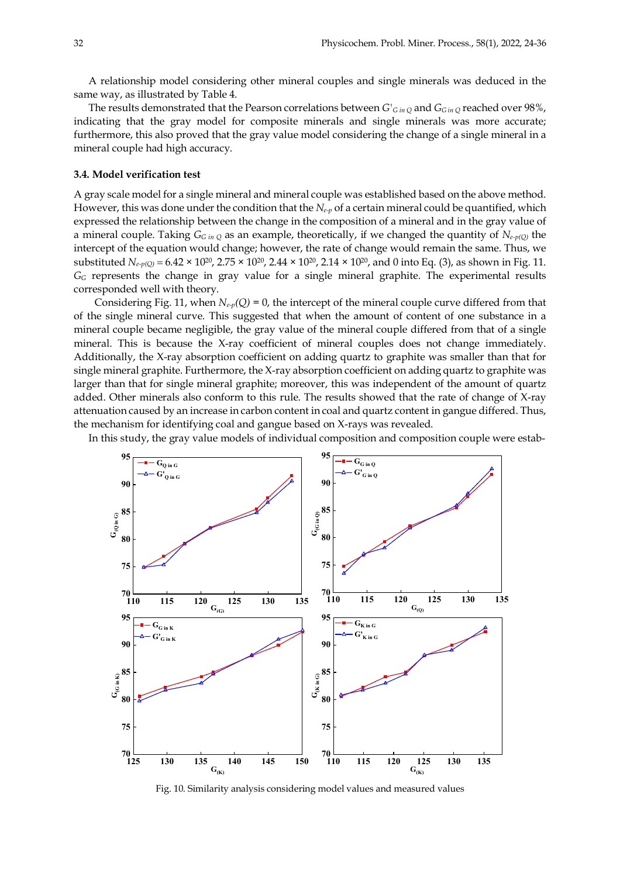A relationship model considering other mineral couples and single minerals was deduced in the same way, as illustrated by Table 4.

The results demonstrated that the Pearson correlations between $G'_{G\ in\ Q}$ and $G_{G\ in\ Q}$ reached over 98%, indicating that the gray model for composite minerals and single minerals was more accurate; furthermore, this also proved that the gray value model considering the change of a single mineral in a mineral couple had high accuracy.

### 3.4. Model verification test

A gray scale model for a single mineral and mineral couple was established based on the above method. However, this was done under the condition that the $N_{e\text{-}p}$ of a certain mineral could be quantified, which expressed the relationship between the change in the composition of a mineral and in the gray value of a mineral couple. Taking $G_{G\ in\ Q}$ as an example, theoretically, if we changed the quantity of $N_{e\text{-}p(Q)}$ the intercept of the equation would change; however, the rate of change would remain the same. Thus, we substituted $N_{e\text{-}p(Q)} = 6.42 \times 10^{20}$, $2.75 \times 10^{20}$, $2.44 \times 10^{20}$, $2.14 \times 10^{20}$, and 0 into Eq. (3), as shown in Fig. 11. $G_G$ represents the change in gray value for a single mineral graphite. The experimental results corresponded well with theory.

Considering Fig. 11, when $N_{e\text{-}p}(Q) = 0$, the intercept of the mineral couple curve differed from that of the single mineral curve. This suggested that when the amount of content of one substance in a mineral couple became negligible, the gray value of the mineral couple differed from that of a single mineral. This is because the X-ray coefficient of mineral couples does not change immediately. Additionally, the X-ray absorption coefficient on adding quartz to graphite was smaller than that for single mineral graphite. Furthermore, the X-ray absorption coefficient on adding quartz to graphite was larger than that for single mineral graphite; moreover, this was independent of the amount of quartz added. Other minerals also conform to this rule. The results showed that the rate of change of X-ray attenuation caused by an increase in carbon content in coal and quartz content in gangue differed. Thus, the mechanism for identifying coal and gangue based on X-rays was revealed.

In this study, the gray value models of individual composition and composition couple were estab-

Fig. 10. Similarity analysis considering model values and measured values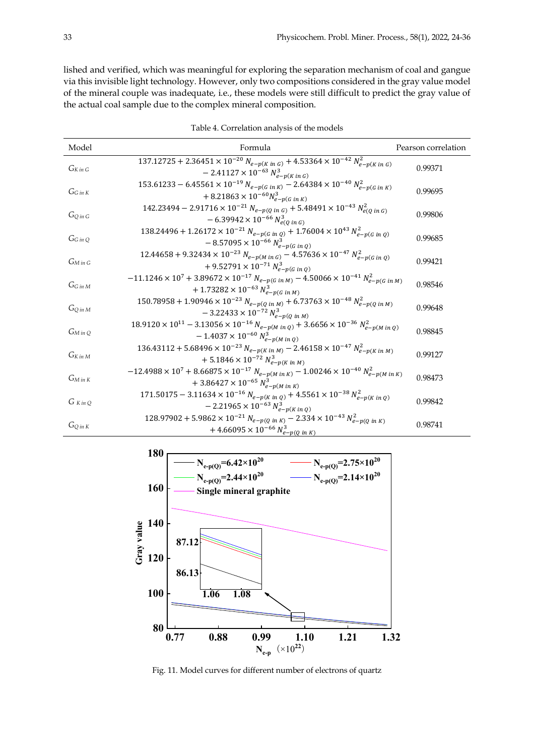lished and verified, which was meaningful for exploring the separation mechanism of coal and gangue via this invisible light technology. However, only two compositions considered in the gray value model of the mineral couple was inadequate, i.e., these models were still difficult to predict the gray value of the actual coal sample due to the complex mineral composition.

Table 4. Correlation analysis of the models

| Model | Formula | Pearson correlation |
|---|---|---|
| $G_{K\ in\ G}$ | $137.12725 + 2.36451 \times 10^{-20}\ N_{e-p(K\ in\ G)} + 4.53364 \times 10^{-42}\ N_{e-p(K\ in\ G)}^2 - 2.41127 \times 10^{-63}\ N_{e-p(K\ in\ G)}^3$ | 0.99371 |
| $G_{G\ in\ K}$ | $153.61233 - 6.45561 \times 10^{-19}\ N_{e-p(G\ in\ K)} - 2.64384 \times 10^{-40}\ N_{e-p(G\ in\ K)}^2 + 8.21863 \times 10^{-60} N_{e-p(G\ in\ K)}^3$ | 0.99695 |
| $G_{Q\ in\ G}$ | $142.23494 - 2.91716 \times 10^{-21}\ N_{e-p(Q\ in\ G)} + 5.48491 \times 10^{-43}\ N_{e(Q\ in\ G)}^2 - 6.39942 \times 10^{-66}\ N_{e(Q\ in\ G)}^3$ | 0.99806 |
| $G_{G\ in\ Q}$ | $138.24496 + 1.26172 \times 10^{-21}\ N_{e-p(G\ in\ Q)} + 1.76004 \times 10^{43}\ N_{e-p(G\ in\ Q)}^2 - 8.57095 \times 10^{-66}\ N_{e-p(G\ in\ Q)}^3$ | 0.99685 |
| $G_{M\ in\ G}$ | $12.44658 + 9.32434 \times 10^{-23}\ N_{e-p(M\ in\ G)} - 4.57636 \times 10^{-47}\ N_{e-p(G\ in\ Q)}^2 + 9.52791 \times 10^{-71}\ N_{e-p(G\ in\ Q)}^3$ | 0.99421 |
| $G_{G\ in\ M}$ | $-11.1246 \times 10^{7} + 3.89672 \times 10^{-17}\ N_{e-p(G\ in\ M)} - 4.50066 \times 10^{-41}\ N_{e-p(G\ in\ M)}^2 + 1.73282 \times 10^{-63}\ N_{e-p(G\ in\ M)}^3$ | 0.98546 |
| $G_{Q\ in\ M}$ | $150.78958 + 1.90946 \times 10^{-23}\ N_{e-p(Q\ in\ M)} + 6.73763 \times 10^{-48}\ N_{e-p(Q\ in\ M)}^2 - 3.22433 \times 10^{-72}\ N_{e-p(Q\ in\ M)}^3$ | 0.99648 |
| $G_{M\ in\ Q}$ | $18.9120 \times 10^{11} - 3.13056 \times 10^{-16}\ N_{e-p(M\ in\ Q)} + 3.6656 \times 10^{-36}\ N_{e-p(M\ in\ Q)}^2 - 1.4037 \times 10^{-60}\ N_{e-p(M\ in\ Q)}^3$ | 0.98845 |
| $G_{K\ in\ M}$ | $136.43112 + 5.68496 \times 10^{-23}\ N_{e-p(K\ in\ M)} - 2.46158 \times 10^{-47}\ N_{e-p(K\ in\ M)}^2 + 5.1846 \times 10^{-72}\ N_{e-p(K\ in\ M)}^3$ | 0.99127 |
| $G_{M\ in\ K}$ | $-12.4988 \times 10^{7} + 8.66875 \times 10^{-17}\ N_{e-p(M\ in\ K)} - 1.00246 \times 10^{-40}\ N_{e-p(M\ in\ K)}^2 + 3.86427 \times 10^{-65}\ N_{e-p(M\ in\ K)}^3$ | 0.98473 |
| $G_{K\ in\ Q}$ | $171.50175 - 3.11634 \times 10^{-16}\ N_{e-p(K\ in\ Q)} + 4.5561 \times 10^{-38}\ N_{e-p(K\ in\ Q)}^2 - 2.21965 \times 10^{-63}\ N_{e-p(K\ in\ Q)}^3$ | 0.99842 |
| $G_{Q\ in\ K}$ | $128.97902 + 5.9862 \times 10^{-21}\ N_{e-p(Q\ in\ K)} - 2.334 \times 10^{-43}\ N_{e-p(Q\ in\ K)}^2 + 4.66095 \times 10^{-66}\ N_{e-p(Q\ in\ K)}^3$ | 0.98741 |

Fig. 11. Model curves for different number of electrons of quartz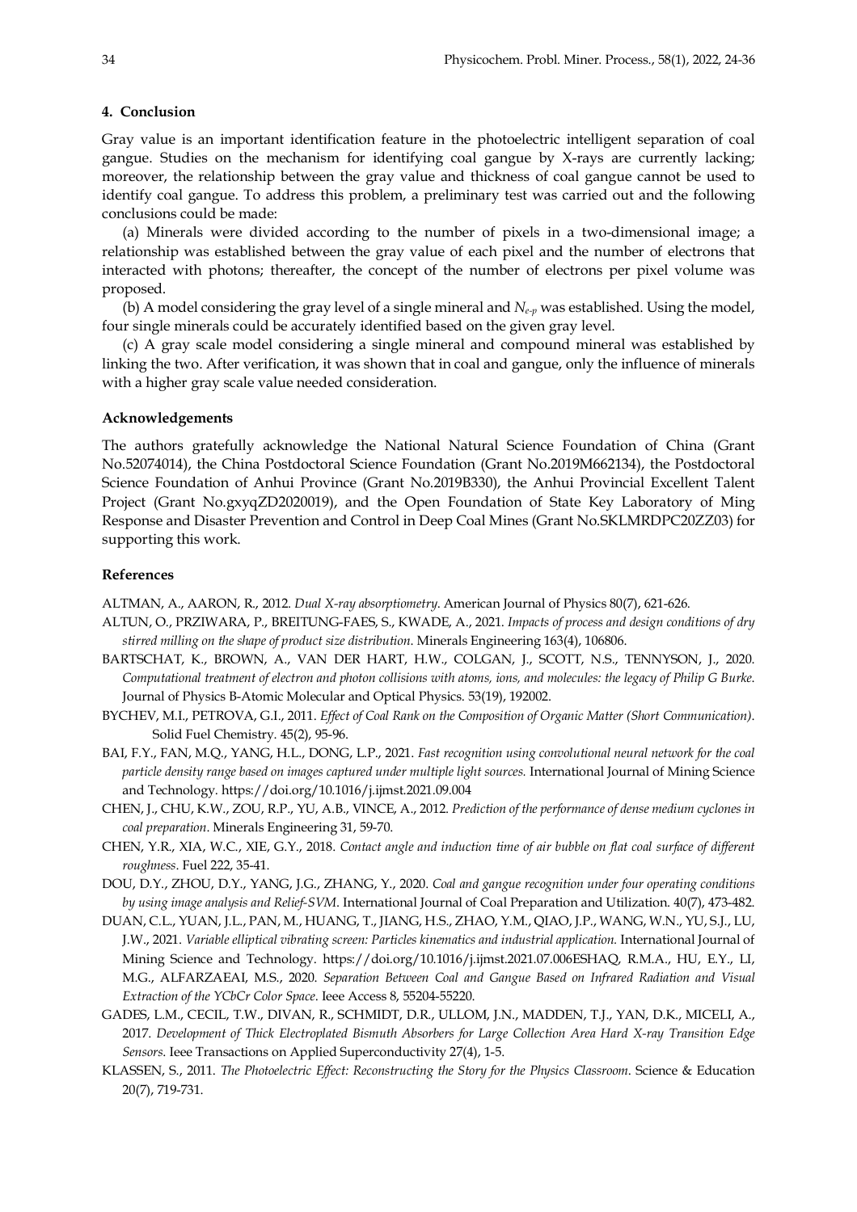## 4. Conclusion

Gray value is an important identification feature in the photoelectric intelligent separation of coal gangue. Studies on the mechanism for identifying coal gangue by X-rays are currently lacking; moreover, the relationship between the gray value and thickness of coal gangue cannot be used to identify coal gangue. To address this problem, a preliminary test was carried out and the following conclusions could be made:

(a) Minerals were divided according to the number of pixels in a two-dimensional image; a relationship was established between the gray value of each pixel and the number of electrons that interacted with photons; thereafter, the concept of the number of electrons per pixel volume was proposed.

(b) A model considering the gray level of a single mineral and $N_{e\text{-}p}$ was established. Using the model, four single minerals could be accurately identified based on the given gray level.

(c) A gray scale model considering a single mineral and compound mineral was established by linking the two. After verification, it was shown that in coal and gangue, only the influence of minerals with a higher gray scale value needed consideration.

### Acknowledgements

The authors gratefully acknowledge the National Natural Science Foundation of China (Grant No.52074014), the China Postdoctoral Science Foundation (Grant No.2019M662134), the Postdoctoral Science Foundation of Anhui Province (Grant No.2019B330), the Anhui Provincial Excellent Talent Project (Grant No.gxyqZD2020019), and the Open Foundation of State Key Laboratory of Ming Response and Disaster Prevention and Control in Deep Coal Mines (Grant No.SKLMRDPC20ZZ03) for supporting this work.

### References

ALTMAN, A., AARON, R., 2012. *Dual X-ray absorptiometry*. American Journal of Physics 80(7), 621-626.

ALTUN, O., PRZIWARA, P., BREITUNG-FAES, S., KWADE, A., 2021. *Impacts of process and design conditions of dry stirred milling on the shape of product size distribution*. Minerals Engineering 163(4), 106806.

BARTSCHAT, K., BROWN, A., VAN DER HART, H.W., COLGAN, J., SCOTT, N.S., TENNYSON, J., 2020. *Computational treatment of electron and photon collisions with atoms, ions, and molecules: the legacy of Philip G Burke*. Journal of Physics B-Atomic Molecular and Optical Physics. 53(19), 192002.

BYCHEV, M.I., PETROVA, G.I., 2011. *Effect of Coal Rank on the Composition of Organic Matter (Short Communication)*. Solid Fuel Chemistry. 45(2), 95-96.

BAI, F.Y., FAN, M.Q., YANG, H.L., DONG, L.P., 2021. *Fast recognition using convolutional neural network for the coal particle density range based on images captured under multiple light sources.* International Journal of Mining Science and Technology. https://doi.org/10.1016/j.ijmst.2021.09.004

CHEN, J., CHU, K.W., ZOU, R.P., YU, A.B., VINCE, A., 2012. *Prediction of the performance of dense medium cyclones in coal preparation*. Minerals Engineering 31, 59-70.

CHEN, Y.R., XIA, W.C., XIE, G.Y., 2018. *Contact angle and induction time of air bubble on flat coal surface of different roughness*. Fuel 222, 35-41.

DOU, D.Y., ZHOU, D.Y., YANG, J.G., ZHANG, Y., 2020. *Coal and gangue recognition under four operating conditions by using image analysis and Relief-SVM*. International Journal of Coal Preparation and Utilization. 40(7), 473-482.

DUAN, C.L., YUAN, J.L., PAN, M., HUANG, T., JIANG, H.S., ZHAO, Y.M., QIAO, J.P., WANG, W.N., YU, S.J., LU, J.W., 2021. *Variable elliptical vibrating screen: Particles kinematics and industrial application.* International Journal of Mining Science and Technology. https://doi.org/10.1016/j.ijmst.2021.07.006ESHAQ, R.M.A., HU, E.Y., LI, M.G., ALFARZAEAI, M.S., 2020. *Separation Between Coal and Gangue Based on Infrared Radiation and Visual Extraction of the YCbCr Color Space*. Ieee Access 8, 55204-55220.

GADES, L.M., CECIL, T.W., DIVAN, R., SCHMIDT, D.R., ULLOM, J.N., MADDEN, T.J., YAN, D.K., MICELI, A., 2017. *Development of Thick Electroplated Bismuth Absorbers for Large Collection Area Hard X-ray Transition Edge Sensors*. Ieee Transactions on Applied Superconductivity 27(4), 1-5.

KLASSEN, S., 2011. *The Photoelectric Effect: Reconstructing the Story for the Physics Classroom*. Science & Education 20(7), 719-731.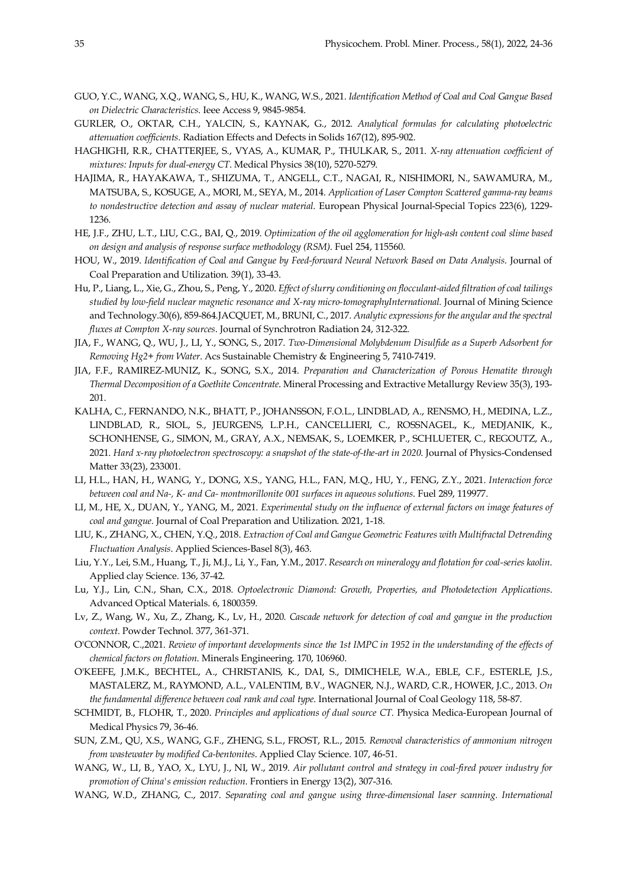GUO, Y.C., WANG, X.Q., WANG, S., HU, K., WANG, W.S., 2021. *Identification Method of Coal and Coal Gangue Based on Dielectric Characteristics*. Ieee Access 9, 9845-9854.

GURLER, O., OKTAR, C.H., YALCIN, S., KAYNAK, G., 2012. *Analytical formulas for calculating photoelectric attenuation coefficients*. Radiation Effects and Defects in Solids 167(12), 895-902.

HAGHIGHI, R.R., CHATTERJEE, S., VYAS, A., KUMAR, P., THULKAR, S., 2011. *X-ray attenuation coefficient of mixtures: Inputs for dual-energy CT*. Medical Physics 38(10), 5270-5279.

HAJIMA, R., HAYAKAWA, T., SHIZUMA, T., ANGELL, C.T., NAGAI, R., NISHIMORI, N., SAWAMURA, M., MATSUBA, S., KOSUGE, A., MORI, M., SEYA, M., 2014. *Application of Laser Compton Scattered gamma-ray beams to nondestructive detection and assay of nuclear material*. European Physical Journal-Special Topics 223(6), 1229-1236.

HE, J.F., ZHU, L.T., LIU, C.G., BAI, Q., 2019. *Optimization of the oil agglomeration for high-ash content coal slime based on design and analysis of response surface methodology (RSM)*. Fuel 254, 115560.

HOU, W., 2019. *Identification of Coal and Gangue by Feed-forward Neural Network Based on Data Analysis*. Journal of Coal Preparation and Utilization. 39(1), 33-43.

Hu, P., Liang, L., Xie, G., Zhou, S., Peng, Y., 2020. *Effect of slurry conditioning on flocculant-aided filtration of coal tailings studied by low-field nuclear magnetic resonance and X-ray micro-tomographyInternational*. Journal of Mining Science and Technology.30(6), 859-864.JACQUET, M., BRUNI, C., 2017. *Analytic expressions for the angular and the spectral fluxes at Compton X-ray sources*. Journal of Synchrotron Radiation 24, 312-322.

JIA, F., WANG, Q., WU, J., LI, Y., SONG, S., 2017. *Two-Dimensional Molybdenum Disulfide as a Superb Adsorbent for Removing Hg2+ from Water*. Acs Sustainable Chemistry & Engineering 5, 7410-7419.

JIA, F.F., RAMIREZ-MUNIZ, K., SONG, S.X., 2014. *Preparation and Characterization of Porous Hematite through Thermal Decomposition of a Goethite Concentrate*. Mineral Processing and Extractive Metallurgy Review 35(3), 193-201.

KALHA, C., FERNANDO, N.K., BHATT, P., JOHANSSON, F.O.L., LINDBLAD, A., RENSMO, H., MEDINA, L.Z., LINDBLAD, R., SIOL, S., JEURGENS, L.P.H., CANCELLIERI, C., ROSSNAGEL, K., MEDJANIK, K., SCHONHENSE, G., SIMON, M., GRAY, A.X., NEMSAK, S., LOEMKER, P., SCHLUETER, C., REGOUTZ, A., 2021. *Hard x-ray photoelectron spectroscopy: a snapshot of the state-of-the-art in 2020*. Journal of Physics-Condensed Matter 33(23), 233001.

LI, H.L., HAN, H., WANG, Y., DONG, X.S., YANG, H.L., FAN, M.Q., HU, Y., FENG, Z.Y., 2021. *Interaction force between coal and Na-, K- and Ca- montmorillonite 001 surfaces in aqueous solutions*. Fuel 289, 119977.

LI, M., HE, X., DUAN, Y., YANG, M., 2021. *Experimental study on the influence of external factors on image features of coal and gangue*. Journal of Coal Preparation and Utilization. 2021, 1-18.

LIU, K., ZHANG, X., CHEN, Y.Q., 2018. *Extraction of Coal and Gangue Geometric Features with Multifractal Detrending Fluctuation Analysis*. Applied Sciences-Basel 8(3), 463.

Liu, Y.Y., Lei, S.M., Huang, T., Ji, M.J., Li, Y., Fan, Y.M., 2017. *Research on mineralogy and flotation for coal-series kaolin*. Applied clay Science. 136, 37-42.

Lu, Y.J., Lin, C.N., Shan, C.X., 2018. *Optoelectronic Diamond: Growth, Properties, and Photodetection Applications*. Advanced Optical Materials. 6, 1800359.

Lv, Z., Wang, W., Xu, Z., Zhang, K., Lv, H., 2020. *Cascade network for detection of coal and gangue in the production context*. Powder Technol. 377, 361-371.

O'CONNOR, C.,2021. *Review of important developments since the 1st IMPC in 1952 in the understanding of the effects of chemical factors on flotation*. Minerals Engineering. 170, 106960.

O'KEEFE, J.M.K., BECHTEL, A., CHRISTANIS, K., DAI, S., DIMICHELE, W.A., EBLE, C.F., ESTERLE, J.S., MASTALERZ, M., RAYMOND, A.L., VALENTIM, B.V., WAGNER, N.J., WARD, C.R., HOWER, J.C., 2013. *On the fundamental difference between coal rank and coal type*. International Journal of Coal Geology 118, 58-87.

SCHMIDT, B., FLOHR, T., 2020. *Principles and applications of dual source CT*. Physica Medica-European Journal of Medical Physics 79, 36-46.

SUN, Z.M., QU, X.S., WANG, G.F., ZHENG, S.L., FROST, R.L., 2015. *Removal characteristics of ammonium nitrogen from wastewater by modified Ca-bentonites*. Applied Clay Science. 107, 46-51.

WANG, W., LI, B., YAO, X., LYU, J., NI, W., 2019. *Air pollutant control and strategy in coal-fired power industry for promotion of China's emission reduction*. Frontiers in Energy 13(2), 307-316.

WANG, W.D., ZHANG, C., 2017. *Separating coal and gangue using three-dimensional laser scanning. International*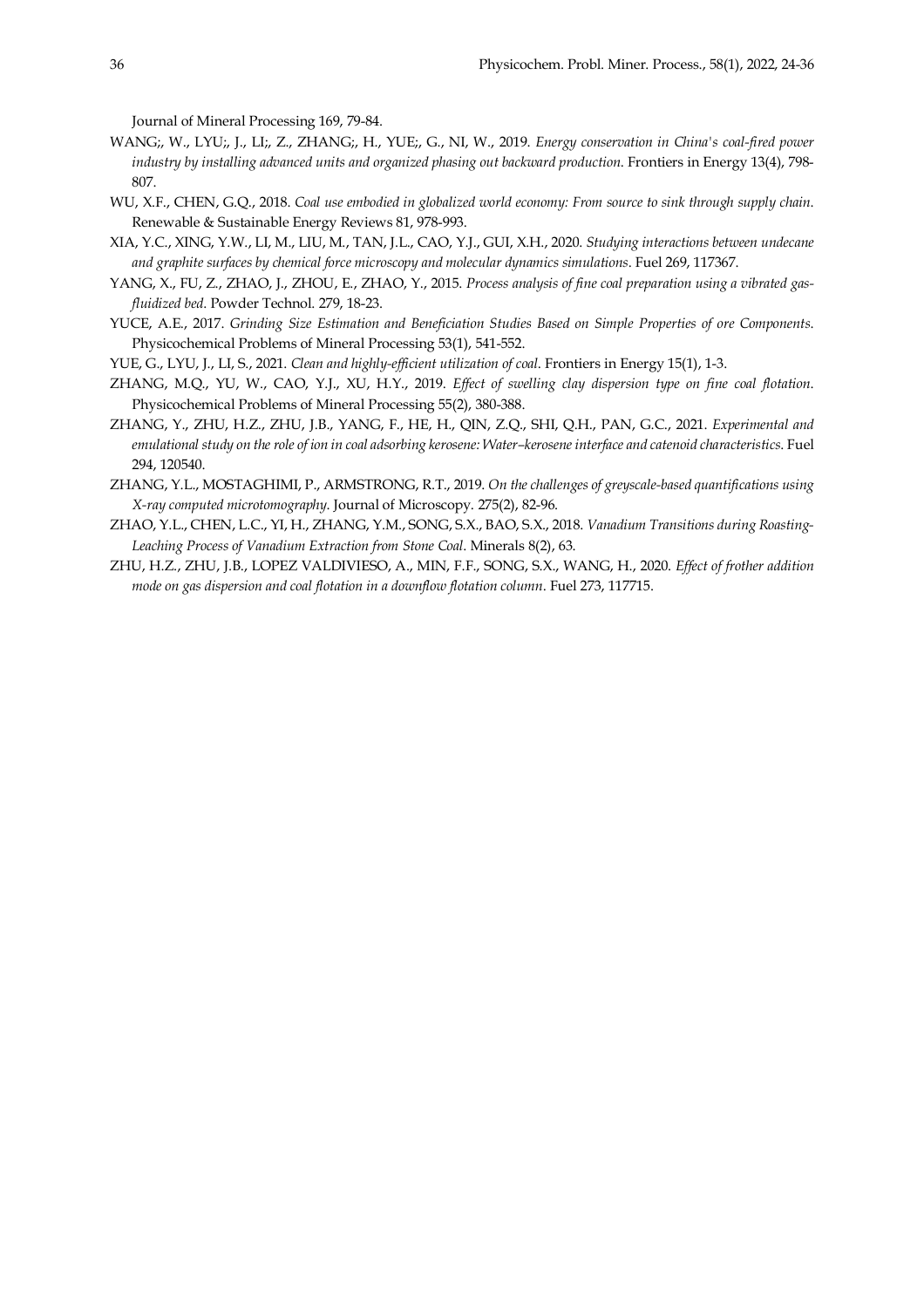Journal of Mineral Processing 169, 79-84.

WANG;, W., LYU;, J., LI;, Z., ZHANG;, H., YUE;, G., NI, W., 2019. *Energy conservation in China's coal-fired power industry by installing advanced units and organized phasing out backward production.* Frontiers in Energy 13(4), 798-807.

WU, X.F., CHEN, G.Q., 2018. *Coal use embodied in globalized world economy: From source to sink through supply chain.* Renewable & Sustainable Energy Reviews 81, 978-993.

XIA, Y.C., XING, Y.W., LI, M., LIU, M., TAN, J.L., CAO, Y.J., GUI, X.H., 2020. *Studying interactions between undecane and graphite surfaces by chemical force microscopy and molecular dynamics simulations.* Fuel 269, 117367.

YANG, X., FU, Z., ZHAO, J., ZHOU, E., ZHAO, Y., 2015. *Process analysis of fine coal preparation using a vibrated gas-fluidized bed.* Powder Technol. 279, 18-23.

YUCE, A.E., 2017. *Grinding Size Estimation and Beneficiation Studies Based on Simple Properties of ore Components.* Physicochemical Problems of Mineral Processing 53(1), 541-552.

YUE, G., LYU, J., LI, S., 2021. *Clean and highly-efficient utilization of coal.* Frontiers in Energy 15(1), 1-3.

ZHANG, M.Q., YU, W., CAO, Y.J., XU, H.Y., 2019. *Effect of swelling clay dispersion type on fine coal flotation.* Physicochemical Problems of Mineral Processing 55(2), 380-388.

ZHANG, Y., ZHU, H.Z., ZHU, J.B., YANG, F., HE, H., QIN, Z.Q., SHI, Q.H., PAN, G.C., 2021. *Experimental and emulational study on the role of ion in coal adsorbing kerosene: Water–kerosene interface and catenoid characteristics.* Fuel 294, 120540.

ZHANG, Y.L., MOSTAGHIMI, P., ARMSTRONG, R.T., 2019. *On the challenges of greyscale-based quantifications using X-ray computed microtomography.* Journal of Microscopy. 275(2), 82-96.

ZHAO, Y.L., CHEN, L.C., YI, H., ZHANG, Y.M., SONG, S.X., BAO, S.X., 2018. *Vanadium Transitions during Roasting-Leaching Process of Vanadium Extraction from Stone Coal.* Minerals 8(2), 63.

ZHU, H.Z., ZHU, J.B., LOPEZ VALDIVIESO, A., MIN, F.F., SONG, S.X., WANG, H., 2020. *Effect of frother addition mode on gas dispersion and coal flotation in a downflow flotation column.* Fuel 273, 117715.